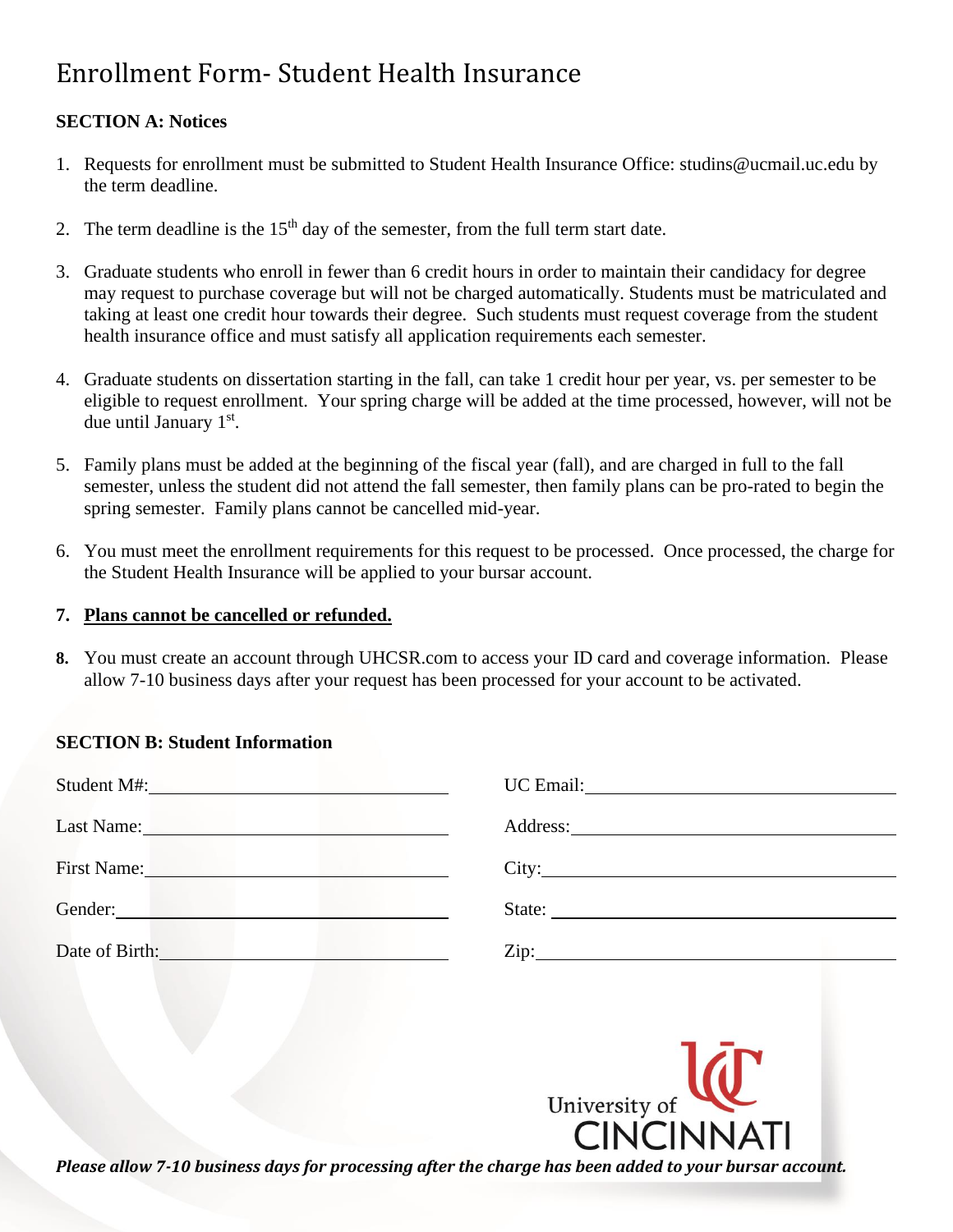# Enrollment Form- Student Health Insurance

**SECTION A: Notices**

1. Requests for enrollment must be submitted to Student Health Insurance Office: studins@ucmail.uc.edu by the term deadline.

2. The term deadline is the 15th day of the semester, from the full term start date.

3. Graduate students who enroll in fewer than 6 credit hours in order to maintain their candidacy for degree may request to purchase coverage but will not be charged automatically. Students must be matriculated and taking at least one credit hour towards their degree. Such students must request coverage from the student health insurance office and must satisfy all application requirements each semester.

4. Graduate students on dissertation starting in the fall, can take 1 credit hour per year, vs. per semester to be eligible to request enrollment. Your spring charge will be added at the time processed, however, will not be due until January 1st.

5. Family plans must be added at the beginning of the fiscal year (fall), and are charged in full to the fall semester, unless the student did not attend the fall semester, then family plans can be pro-rated to begin the spring semester. Family plans cannot be cancelled mid-year.

6. You must meet the enrollment requirements for this request to be processed. Once processed, the charge for the Student Health Insurance will be applied to your bursar account.

7. **Plans cannot be cancelled or refunded.**

8. You must create an account through UHCSR.com to access your ID card and coverage information. Please allow 7-10 business days after your request has been processed for your account to be activated.

**SECTION B: Student Information**

Student M#: \_\_\_\_\_\_\_\_\_\_\_\_\_\_\_\_\_\_\_\_

Last Name: \_\_\_\_\_\_\_\_\_\_\_\_\_\_\_\_\_\_\_\_

First Name: \_\_\_\_\_\_\_\_\_\_\_\_\_\_\_\_\_\_\_\_

Gender: \_\_\_\_\_\_\_\_\_\_\_\_\_\_\_\_\_\_\_\_

Date of Birth: \_\_\_\_\_\_\_\_\_\_\_\_\_\_\_\_\_\_\_\_

UC Email: \_\_\_\_\_\_\_\_\_\_\_\_\_\_\_\_\_\_\_\_

Address: \_\_\_\_\_\_\_\_\_\_\_\_\_\_\_\_\_\_\_\_

City: \_\_\_\_\_\_\_\_\_\_\_\_\_\_\_\_\_\_\_\_

State: \_\_\_\_\_\_\_\_\_\_\_\_\_\_\_\_\_\_\_\_

Zip: \_\_\_\_\_\_\_\_\_\_\_\_\_\_\_\_\_\_\_\_

University of CINCINNATI

***Please allow 7-10 business days for processing after the charge has been added to your bursar account.***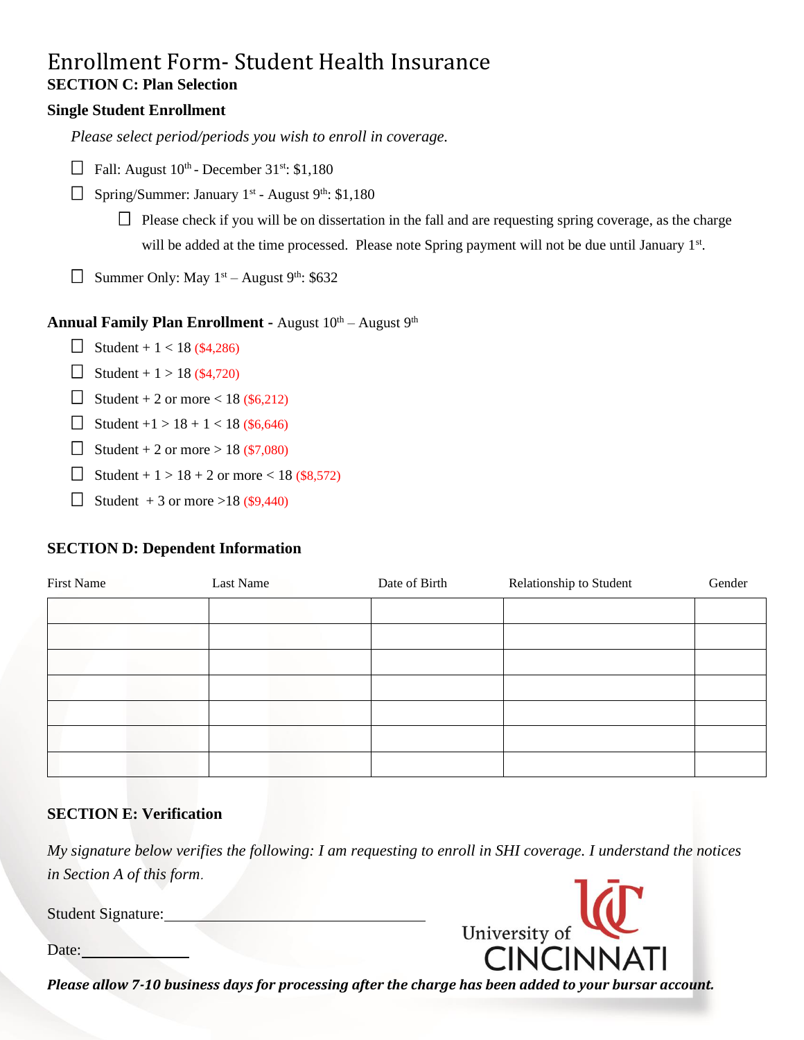# Enrollment Form- Student Health Insurance

**SECTION C: Plan Selection**

**Single Student Enrollment**

*Please select period/periods you wish to enroll in coverage.*

- ☐ Fall: August 10th - December 31st: $1,180
- ☐ Spring/Summer: January 1st - August 9th: $1,180
  - ☐ Please check if you will be on dissertation in the fall and are requesting spring coverage, as the charge will be added at the time processed. Please note Spring payment will not be due until January 1st.
- ☐ Summer Only: May 1st – August 9th: $632

**Annual Family Plan Enrollment -** August 10th – August 9th

- ☐ Student + 1 < 18 ($4,286)
- ☐ Student + 1 > 18 ($4,720)
- ☐ Student + 2 or more < 18 ($6,212)
- ☐ Student +1 > 18 + 1 < 18 ($6,646)
- ☐ Student + 2 or more > 18 ($7,080)
- ☐ Student + 1 > 18 + 2 or more < 18 ($8,572)
- ☐ Student + 3 or more >18 ($9,440)

**SECTION D: Dependent Information**

| First Name | Last Name | Date of Birth | Relationship to Student | Gender |
|---|---|---|---|---|
| | | | | |
| | | | | |
| | | | | |
| | | | | |
| | | | | |
| | | | | |
| | | | | |

**SECTION E: Verification**

*My signature below verifies the following: I am requesting to enroll in SHI coverage. I understand the notices in Section A of this form.*

Student Signature: ______________________________

Date: ____________

University of CINCINNATI

***Please allow 7-10 business days for processing after the charge has been added to your bursar account.***